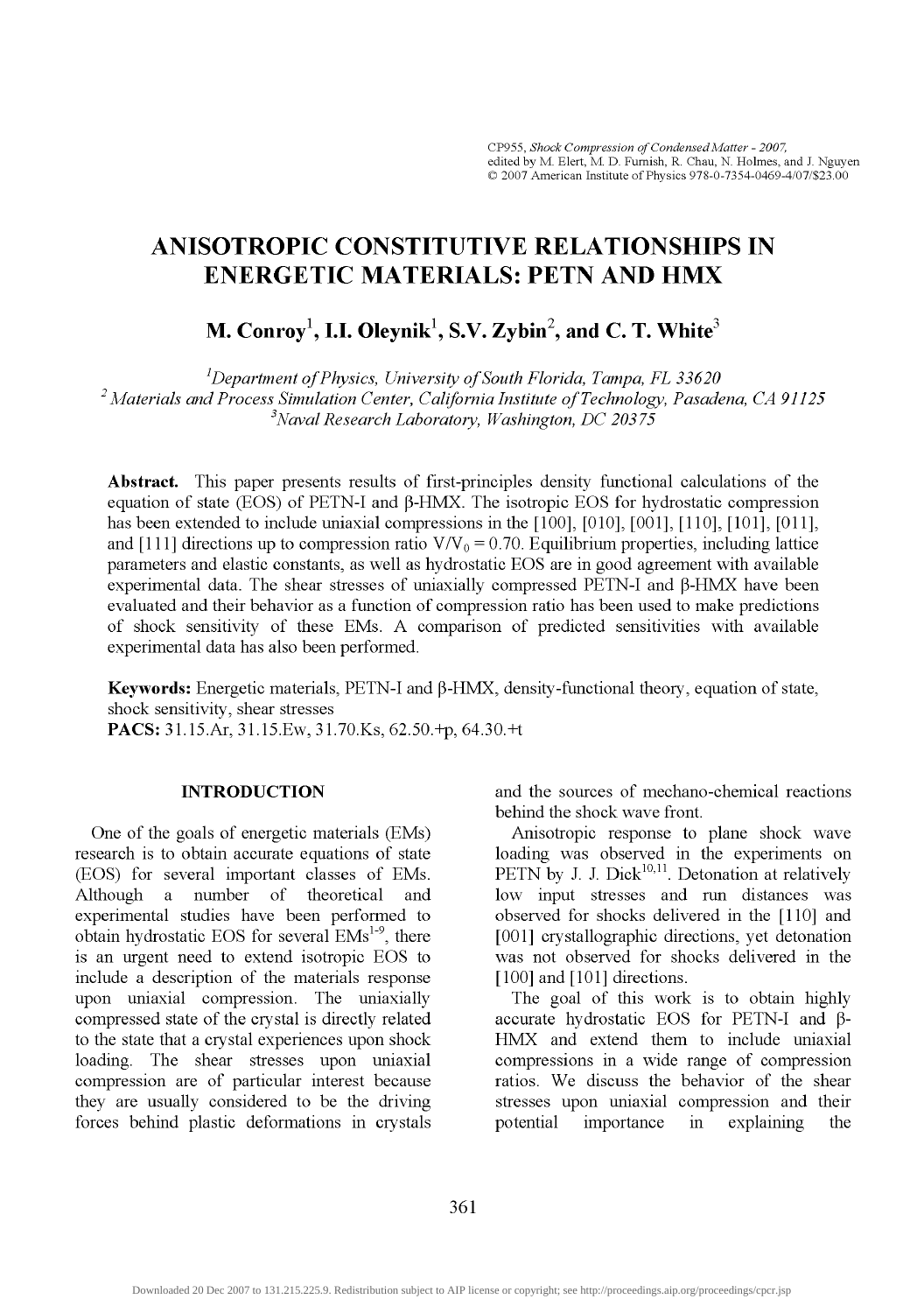# ANISOTROPIC CONSTITUTIVE RELATIONSHIPS IN ENERGETIC MATERIALS: PETN AND HMX

**M. Conroy[1], I.I. Oleynik[1], S.V. Zybin[2], and C. T. White[3]**

[1]*Department of Physics, University of South Florida, Tampa, FL 33620*
[2]*Materials and Process Simulation Center, California Institute of Technology, Pasadena, CA 91125*
[3]*Naval Research Laboratory, Washington, DC 20375*

**Abstract.** This paper presents results of first-principles density functional calculations of the equation of state (EOS) of PETN-I and β-HMX. The isotropic EOS for hydrostatic compression has been extended to include uniaxial compressions in the [100], [010], [001], [110], [101], [011], and [111] directions up to compression ratio $V/V_0 = 0.70$. Equilibrium properties, including lattice parameters and elastic constants, as well as hydrostatic EOS are in good agreement with available experimental data. The shear stresses of uniaxially compressed PETN-I and β-HMX have been evaluated and their behavior as a function of compression ratio has been used to make predictions of shock sensitivity of these EMs. A comparison of predicted sensitivities with available experimental data has also been performed.

**Keywords:** Energetic materials, PETN-I and β-HMX, density-functional theory, equation of state, shock sensitivity, shear stresses
**PACS:** 31.15.Ar, 31.15.Ew, 31.70.Ks, 62.50.+p, 64.30.+t

## INTRODUCTION

One of the goals of energetic materials (EMs) research is to obtain accurate equations of state (EOS) for several important classes of EMs. Although a number of theoretical and experimental studies have been performed to obtain hydrostatic EOS for several EMs[1-9], there is an urgent need to extend isotropic EOS to include a description of the materials response upon uniaxial compression. The uniaxially compressed state of the crystal is directly related to the state that a crystal experiences upon shock loading. The shear stresses upon uniaxial compression are of particular interest because they are usually considered to be the driving forces behind plastic deformations in crystals and the sources of mechano-chemical reactions behind the shock wave front.

Anisotropic response to plane shock wave loading was observed in the experiments on PETN by J. J. Dick[10,11]. Detonation at relatively low input stresses and run distances was observed for shocks delivered in the [110] and [001] crystallographic directions, yet detonation was not observed for shocks delivered in the [100] and [101] directions.

The goal of this work is to obtain highly accurate hydrostatic EOS for PETN-I and β-HMX and extend them to include uniaxial compressions in a wide range of compression ratios. We discuss the behavior of the shear stresses upon uniaxial compression and their potential importance in explaining the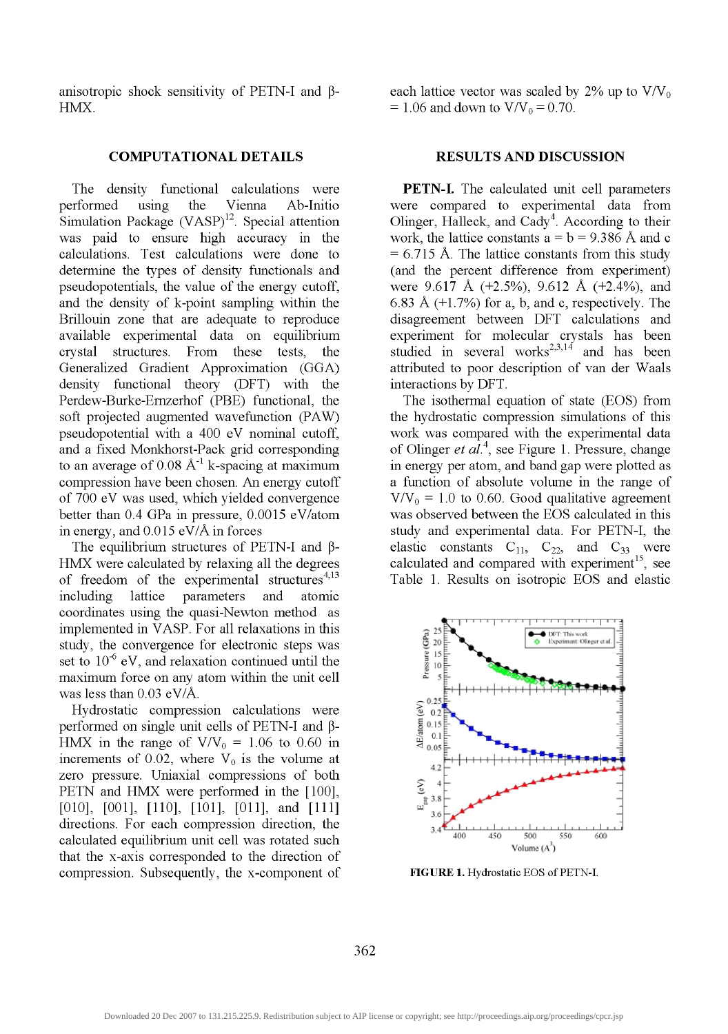anisotropic shock sensitivity of PETN-I and β-HMX.

## COMPUTATIONAL DETAILS

The density functional calculations were performed using the Vienna Ab-Initio Simulation Package (VASP)[12]. Special attention was paid to ensure high accuracy in the calculations. Test calculations were done to determine the types of density functionals and pseudopotentials, the value of the energy cutoff, and the density of k-point sampling within the Brillouin zone that are adequate to reproduce available experimental data on equilibrium crystal structures. From these tests, the Generalized Gradient Approximation (GGA) density functional theory (DFT) with the Perdew-Burke-Ernzerhof (PBE) functional, the soft projected augmented wavefunction (PAW) pseudopotential with a 400 eV nominal cutoff, and a fixed Monkhorst-Pack grid corresponding to an average of 0.08 $Å^{-1}$ k-spacing at maximum compression have been chosen. An energy cutoff of 700 eV was used, which yielded convergence better than 0.4 GPa in pressure, 0.0015 eV/atom in energy, and 0.015 eV/Å in forces

The equilibrium structures of PETN-I and β-HMX were calculated by relaxing all the degrees of freedom of the experimental structures[4,13] including lattice parameters and atomic coordinates using the quasi-Newton method as implemented in VASP. For all relaxations in this study, the convergence for electronic steps was set to $10^{-6}$ eV, and relaxation continued until the maximum force on any atom within the unit cell was less than 0.03 eV/Å.

Hydrostatic compression calculations were performed on single unit cells of PETN-I and β-HMX in the range of $V/V_0$ = 1.06 to 0.60 in increments of 0.02, where $V_0$ is the volume at zero pressure. Uniaxial compressions of both PETN and HMX were performed in the [100], [010], [001], [110], [101], [011], and [111] directions. For each compression direction, the calculated equilibrium unit cell was rotated such that the x-axis corresponded to the direction of compression. Subsequently, the x-component of each lattice vector was scaled by 2% up to $V/V_0$ = 1.06 and down to $V/V_0$ = 0.70.

## RESULTS AND DISCUSSION

**PETN-I.** The calculated unit cell parameters were compared to experimental data from Olinger, Halleck, and Cady[4]. According to their work, the lattice constants a = b = 9.386 Å and c = 6.715 Å. The lattice constants from this study (and the percent difference from experiment) were 9.617 Å (+2.5%), 9.612 Å (+2.4%), and 6.83 Å (+1.7%) for a, b, and c, respectively. The disagreement between DFT calculations and experiment for molecular crystals has been studied in several works[2,3,14] and has been attributed to poor description of van der Waals interactions by DFT.

The isothermal equation of state (EOS) from the hydrostatic compression simulations of this work was compared with the experimental data of Olinger *et al.*[4], see Figure 1. Pressure, change in energy per atom, and band gap were plotted as a function of absolute volume in the range of $V/V_0$ = 1.0 to 0.60. Good qualitative agreement was observed between the EOS calculated in this study and experimental data. For PETN-I, the elastic constants $C_{11}$, $C_{22}$, and $C_{33}$ were calculated and compared with experiment[15], see Table 1. Results on isotropic EOS and elastic

**FIGURE 1.** Hydrostatic EOS of PETN-I.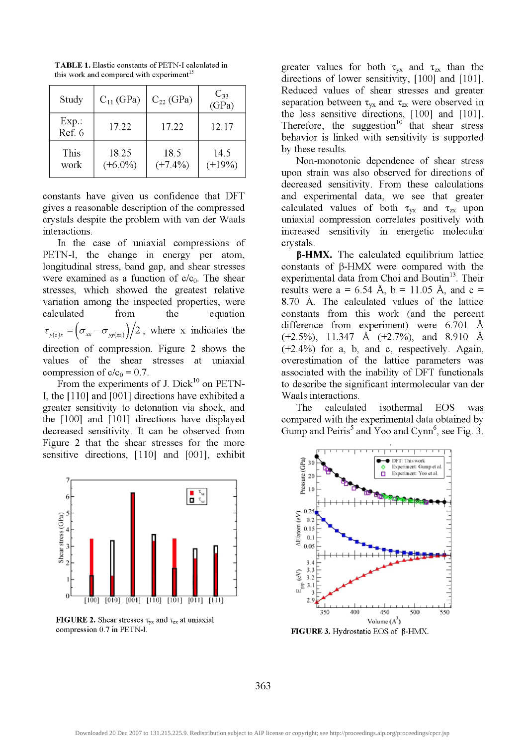**TABLE 1.** Elastic constants of PETN-I calculated in this work and compared with experiment[15]

| Study | $C_{11}$ (GPa) | $C_{22}$ (GPa) | $C_{33}$ (GPa) |
|---|---|---|---|
| Exp.: Ref. 6 | 17.22 | 17.22 | 12.17 |
| This work | 18.25 (+6.0%) | 18.5 (+7.4%) | 14.5 (+19%) |

constants have given us confidence that DFT gives a reasonable description of the compressed crystals despite the problem with van der Waals interactions.

In the case of uniaxial compressions of PETN-I, the change in energy per atom, longitudinal stress, band gap, and shear stresses were examined as a function of $c/c_0$. The shear stresses, which showed the greatest relative variation among the inspected properties, were calculated from the equation $\tau_{y(z)x} = \left(\sigma_{xx} - \sigma_{yy(zz)}\right)/2$, where x indicates the direction of compression. Figure 2 shows the values of the shear stresses at uniaxial compression of $c/c_0 = 0.7$.

From the experiments of J. Dick[10] on PETN-I, the [110] and [001] directions have exhibited a greater sensitivity to detonation via shock, and the [100] and [101] directions have displayed decreased sensitivity. It can be observed from Figure 2 that the shear stresses for the more sensitive directions, [110] and [001], exhibit greater values for both $\tau_{yx}$ and $\tau_{zx}$ than the directions of lower sensitivity, [100] and [101]. Reduced values of shear stresses and greater separation between $\tau_{yx}$ and $\tau_{zx}$ were observed in the less sensitive directions, [100] and [101]. Therefore, the suggestion[10] that shear stress behavior is linked with sensitivity is supported by these results.

FIGURE 2. Shear stresses $\tau_{yx}$ and $\tau_{zx}$ at uniaxial compression 0.7 in PETN-I.

Non-monotonic dependence of shear stress upon strain was also observed for directions of decreased sensitivity. From these calculations and experimental data, we see that greater calculated values of both $\tau_{yx}$ and $\tau_{zx}$ upon uniaxial compression correlates positively with increased sensitivity in energetic molecular crystals.

**β-HMX.** The calculated equilibrium lattice constants of β-HMX were compared with the experimental data from Choi and Boutin[13]. Their results were a = 6.54 Å, b = 11.05 Å, and c = 8.70 Å. The calculated values of the lattice constants from this work (and the percent difference from experiment) were 6.701 Å (+2.5%), 11.347 Å (+2.7%), and 8.910 Å (+2.4%) for a, b, and c, respectively. Again, overestimation of the lattice parameters was associated with the inability of DFT functionals to describe the significant intermolecular van der Waals interactions.

The calculated isothermal EOS was compared with the experimental data obtained by Gump and Peiris[5] and Yoo and Cynn[6], see Fig. 3.

FIGURE 3. Hydrostatic EOS of β-HMX.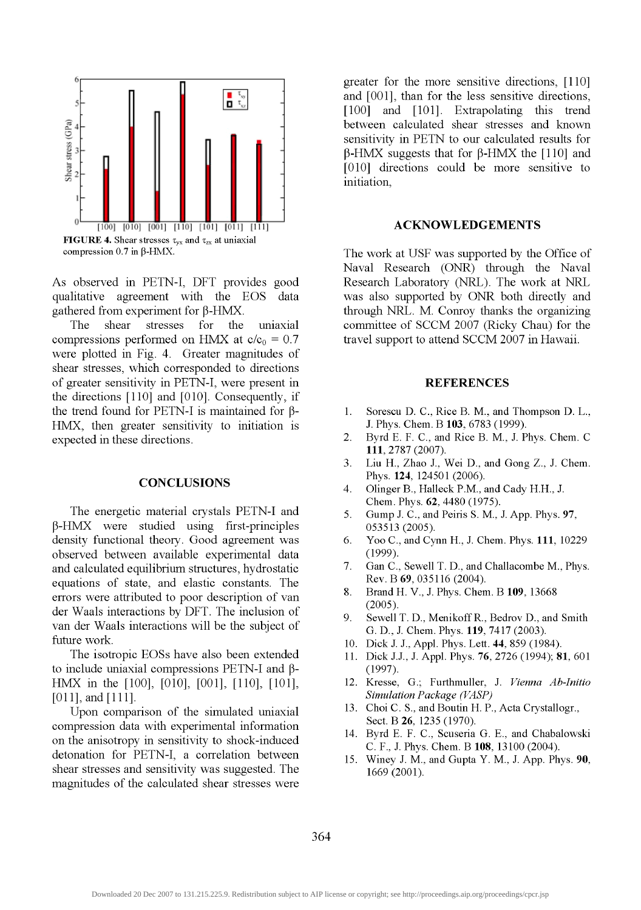6

5

4

3

2

1

0

Shear stress (GPa)

[100] [010] [001] [110] [101] [011] [111]

$\tau_{yx}$

$\tau_{zx}$

**FIGURE 4.** Shear stresses $\tau_{yx}$ and $\tau_{zx}$ at uniaxial compression 0.7 in β-HMX.

As observed in PETN-I, DFT provides good qualitative agreement with the EOS data gathered from experiment for β-HMX.

The shear stresses for the uniaxial compressions performed on HMX at $c/c_0 = 0.7$ were plotted in Fig. 4. Greater magnitudes of shear stresses, which corresponded to directions of greater sensitivity in PETN-I, were present in the directions [110] and [010]. Consequently, if the trend found for PETN-I is maintained for β-HMX, then greater sensitivity to initiation is expected in these directions.

## CONCLUSIONS

The energetic material crystals PETN-I and β-HMX were studied using first-principles density functional theory. Good agreement was observed between available experimental data and calculated equilibrium structures, hydrostatic equations of state, and elastic constants. The errors were attributed to poor description of van der Waals interactions by DFT. The inclusion of van der Waals interactions will be the subject of future work.

The isotropic EOSs have also been extended to include uniaxial compressions PETN-I and β-HMX in the [100], [010], [001], [110], [101], [011], and [111].

Upon comparison of the simulated uniaxial compression data with experimental information on the anisotropy in sensitivity to shock-induced detonation for PETN-I, a correlation between shear stresses and sensitivity was suggested. The magnitudes of the calculated shear stresses were greater for the more sensitive directions, [110] and [001], than for the less sensitive directions, [100] and [101]. Extrapolating this trend between calculated shear stresses and known sensitivity in PETN to our calculated results for β-HMX suggests that for β-HMX the [110] and [010] directions could be more sensitive to initiation,

## ACKNOWLEDGEMENTS

The work at USF was supported by the Office of Naval Research (ONR) through the Naval Research Laboratory (NRL). The work at NRL was also supported by ONR both directly and through NRL. M. Conroy thanks the organizing committee of SCCM 2007 (Ricky Chau) for the travel support to attend SCCM 2007 in Hawaii.

## REFERENCES

1. Sorescu D. C., Rice B. M., and Thompson D. L., J. Phys. Chem. B **103**, 6783 (1999).
2. Byrd E. F. C., and Rice B. M., J. Phys. Chem. C **111**, 2787 (2007).
3. Liu H., Zhao J., Wei D., and Gong Z., J. Chem. Phys. **124**, 124501 (2006).
4. Olinger B., Halleck P.M., and Cady H.H., J. Chem. Phys. **62**, 4480 (1975).
5. Gump J. C., and Peiris S. M., J. App. Phys. **97**, 053513 (2005).
6. Yoo C., and Cynn H., J. Chem. Phys. **111**, 10229 (1999).
7. Gan C., Sewell T. D., and Challacombe M., Phys. Rev. B **69**, 035116 (2004).
8. Brand H. V., J. Phys. Chem. B **109**, 13668 (2005).
9. Sewell T. D., Menikoff R., Bedrov D., and Smith G. D., J. Chem. Phys. **119**, 7417 (2003).
10. Dick J. J., Appl. Phys. Lett. **44**, 859 (1984).
11. Dick J.J., J. Appl. Phys. **76**, 2726 (1994); **81**, 601 (1997).
12. Kresse, G.; Furthmuller, J. *Vienna Ab-Initio Simulation Package (VASP)*
13. Choi C. S., and Boutin H. P., Acta Crystallogr., Sect. B **26**, 1235 (1970).
14. Byrd E. F. C., Scuseria G. E., and Chabalowski C. F., J. Phys. Chem. B **108**, 13100 (2004).
15. Winey J. M., and Gupta Y. M., J. App. Phys. **90**, 1669 (2001).